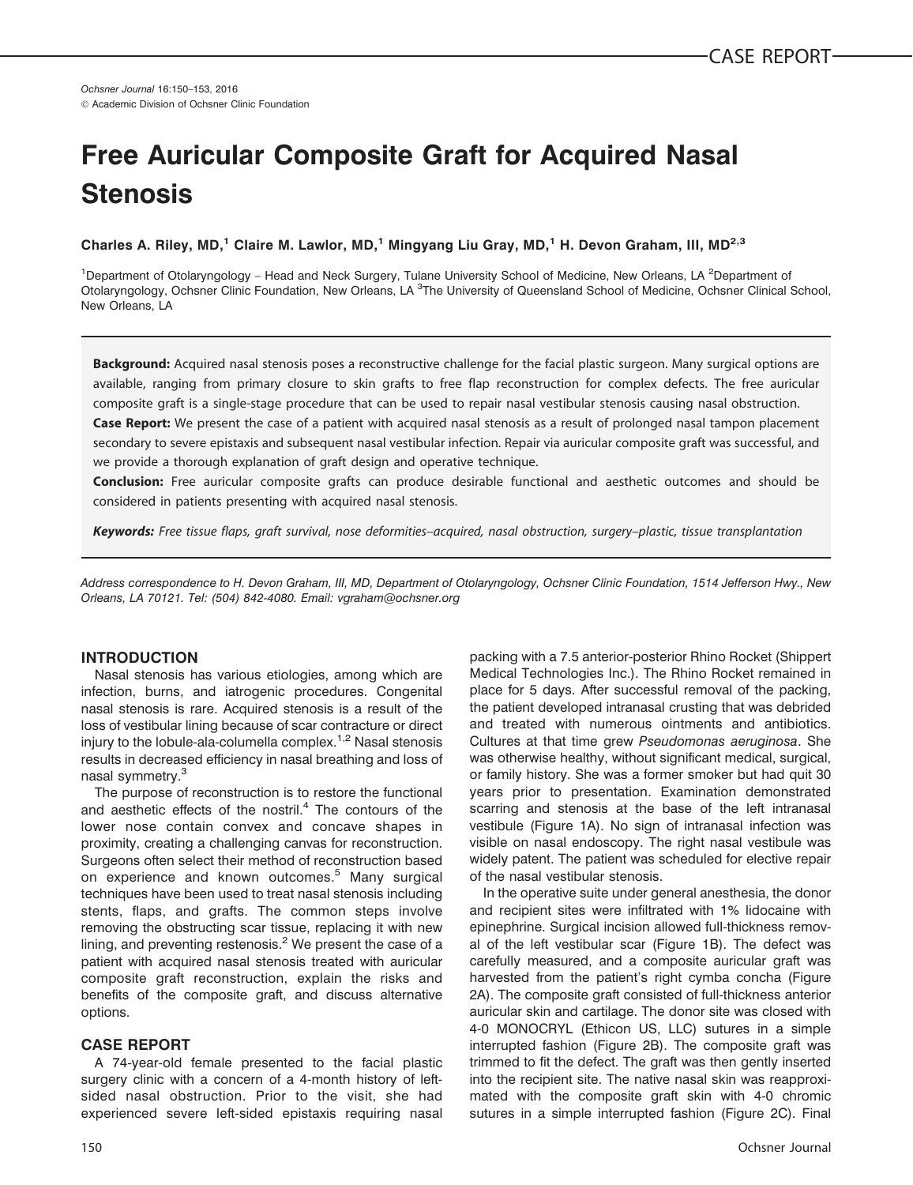CASE REPORT

Ochsner Journal 16:150–153, 2016
© Academic Division of Ochsner Clinic Foundation

# Free Auricular Composite Graft for Acquired Nasal Stenosis

**Charles A. Riley, MD,[1] Claire M. Lawlor, MD,[1] Mingyang Liu Gray, MD,[1] H. Devon Graham, III, MD[2,3]**

[1]Department of Otolaryngology – Head and Neck Surgery, Tulane University School of Medicine, New Orleans, LA [2]Department of Otolaryngology, Ochsner Clinic Foundation, New Orleans, LA [3]The University of Queensland School of Medicine, Ochsner Clinical School, New Orleans, LA

**Background:** Acquired nasal stenosis poses a reconstructive challenge for the facial plastic surgeon. Many surgical options are available, ranging from primary closure to skin grafts to free flap reconstruction for complex defects. The free auricular composite graft is a single-stage procedure that can be used to repair nasal vestibular stenosis causing nasal obstruction.

**Case Report:** We present the case of a patient with acquired nasal stenosis as a result of prolonged nasal tampon placement secondary to severe epistaxis and subsequent nasal vestibular infection. Repair via auricular composite graft was successful, and we provide a thorough explanation of graft design and operative technique.

**Conclusion:** Free auricular composite grafts can produce desirable functional and aesthetic outcomes and should be considered in patients presenting with acquired nasal stenosis.

***Keywords:*** *Free tissue flaps, graft survival, nose deformities–acquired, nasal obstruction, surgery–plastic, tissue transplantation*

*Address correspondence to H. Devon Graham, III, MD, Department of Otolaryngology, Ochsner Clinic Foundation, 1514 Jefferson Hwy., New Orleans, LA 70121. Tel: (504) 842-4080. Email: vgraham@ochsner.org*

## INTRODUCTION

Nasal stenosis has various etiologies, among which are infection, burns, and iatrogenic procedures. Congenital nasal stenosis is rare. Acquired stenosis is a result of the loss of vestibular lining because of scar contracture or direct injury to the lobule-ala-columella complex.[1,2] Nasal stenosis results in decreased efficiency in nasal breathing and loss of nasal symmetry.[3]

The purpose of reconstruction is to restore the functional and aesthetic effects of the nostril.[4] The contours of the lower nose contain convex and concave shapes in proximity, creating a challenging canvas for reconstruction. Surgeons often select their method of reconstruction based on experience and known outcomes.[5] Many surgical techniques have been used to treat nasal stenosis including stents, flaps, and grafts. The common steps involve removing the obstructing scar tissue, replacing it with new lining, and preventing restenosis.[2] We present the case of a patient with acquired nasal stenosis treated with auricular composite graft reconstruction, explain the risks and benefits of the composite graft, and discuss alternative options.

## CASE REPORT

A 74-year-old female presented to the facial plastic surgery clinic with a concern of a 4-month history of left-sided nasal obstruction. Prior to the visit, she had experienced severe left-sided epistaxis requiring nasal packing with a 7.5 anterior-posterior Rhino Rocket (Shippert Medical Technologies Inc.). The Rhino Rocket remained in place for 5 days. After successful removal of the packing, the patient developed intranasal crusting that was debrided and treated with numerous ointments and antibiotics. Cultures at that time grew *Pseudomonas aeruginosa*. She was otherwise healthy, without significant medical, surgical, or family history. She was a former smoker but had quit 30 years prior to presentation. Examination demonstrated scarring and stenosis at the base of the left intranasal vestibule (Figure 1A). No sign of intranasal infection was visible on nasal endoscopy. The right nasal vestibule was widely patent. The patient was scheduled for elective repair of the nasal vestibular stenosis.

In the operative suite under general anesthesia, the donor and recipient sites were infiltrated with 1% lidocaine with epinephrine. Surgical incision allowed full-thickness removal of the left vestibular scar (Figure 1B). The defect was carefully measured, and a composite auricular graft was harvested from the patient's right cymba concha (Figure 2A). The composite graft consisted of full-thickness anterior auricular skin and cartilage. The donor site was closed with 4-0 MONOCRYL (Ethicon US, LLC) sutures in a simple interrupted fashion (Figure 2B). The composite graft was trimmed to fit the defect. The graft was then gently inserted into the recipient site. The native nasal skin was reapproximated with the composite graft skin with 4-0 chromic sutures in a simple interrupted fashion (Figure 2C). Final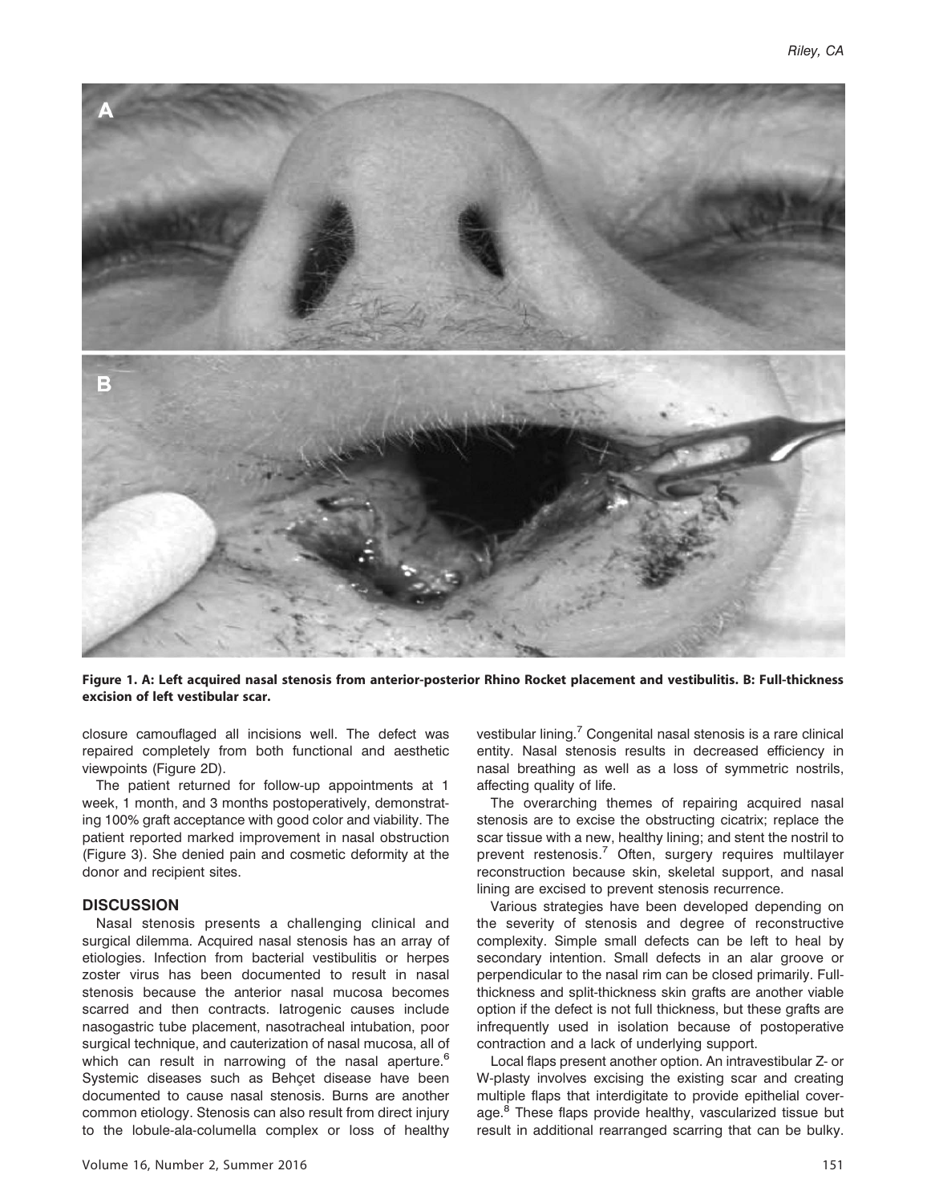Figure 1. A: Left acquired nasal stenosis from anterior-posterior Rhino Rocket placement and vestibulitis. B: Full-thickness excision of left vestibular scar.

closure camouflaged all incisions well. The defect was repaired completely from both functional and aesthetic viewpoints (Figure 2D).

The patient returned for follow-up appointments at 1 week, 1 month, and 3 months postoperatively, demonstrating 100% graft acceptance with good color and viability. The patient reported marked improvement in nasal obstruction (Figure 3). She denied pain and cosmetic deformity at the donor and recipient sites.

## DISCUSSION

Nasal stenosis presents a challenging clinical and surgical dilemma. Acquired nasal stenosis has an array of etiologies. Infection from bacterial vestibulitis or herpes zoster virus has been documented to result in nasal stenosis because the anterior nasal mucosa becomes scarred and then contracts. Iatrogenic causes include nasogastric tube placement, nasotracheal intubation, poor surgical technique, and cauterization of nasal mucosa, all of which can result in narrowing of the nasal aperture.[6] Systemic diseases such as Behçet disease have been documented to cause nasal stenosis. Burns are another common etiology. Stenosis can also result from direct injury to the lobule-ala-columella complex or loss of healthy vestibular lining.[7] Congenital nasal stenosis is a rare clinical entity. Nasal stenosis results in decreased efficiency in nasal breathing as well as a loss of symmetric nostrils, affecting quality of life.

The overarching themes of repairing acquired nasal stenosis are to excise the obstructing cicatrix; replace the scar tissue with a new, healthy lining; and stent the nostril to prevent restenosis.[7] Often, surgery requires multilayer reconstruction because skin, skeletal support, and nasal lining are excised to prevent stenosis recurrence.

Various strategies have been developed depending on the severity of stenosis and degree of reconstructive complexity. Simple small defects can be left to heal by secondary intention. Small defects in an alar groove or perpendicular to the nasal rim can be closed primarily. Full-thickness and split-thickness skin grafts are another viable option if the defect is not full thickness, but these grafts are infrequently used in isolation because of postoperative contraction and a lack of underlying support.

Local flaps present another option. An intravestibular Z- or W-plasty involves excising the existing scar and creating multiple flaps that interdigitate to provide epithelial coverage.[8] These flaps provide healthy, vascularized tissue but result in additional rearranged scarring that can be bulky.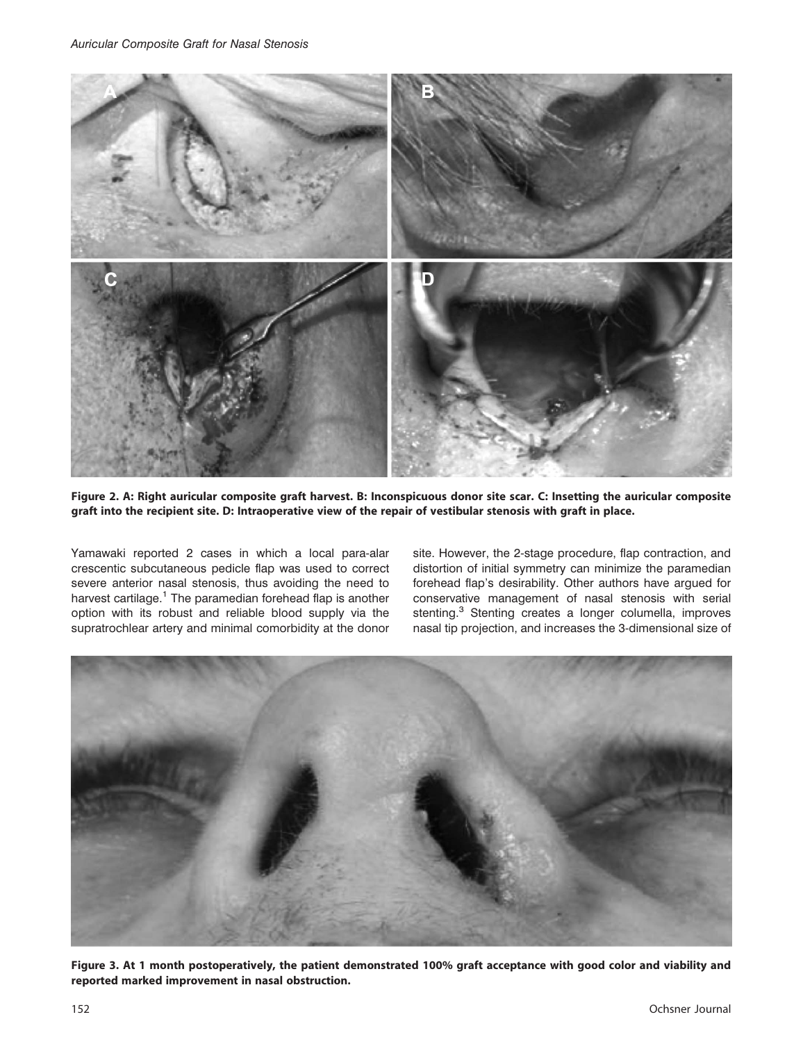Figure 2. A: Right auricular composite graft harvest. B: Inconspicuous donor site scar. C: Insetting the auricular composite graft into the recipient site. D: Intraoperative view of the repair of vestibular stenosis with graft in place.

Yamawaki reported 2 cases in which a local para-alar crescentic subcutaneous pedicle flap was used to correct severe anterior nasal stenosis, thus avoiding the need to harvest cartilage.[1] The paramedian forehead flap is another option with its robust and reliable blood supply via the supratrochlear artery and minimal comorbidity at the donor site. However, the 2-stage procedure, flap contraction, and distortion of initial symmetry can minimize the paramedian forehead flap's desirability. Other authors have argued for conservative management of nasal stenosis with serial stenting.[3] Stenting creates a longer columella, improves nasal tip projection, and increases the 3-dimensional size of

Figure 3. At 1 month postoperatively, the patient demonstrated 100% graft acceptance with good color and viability and reported marked improvement in nasal obstruction.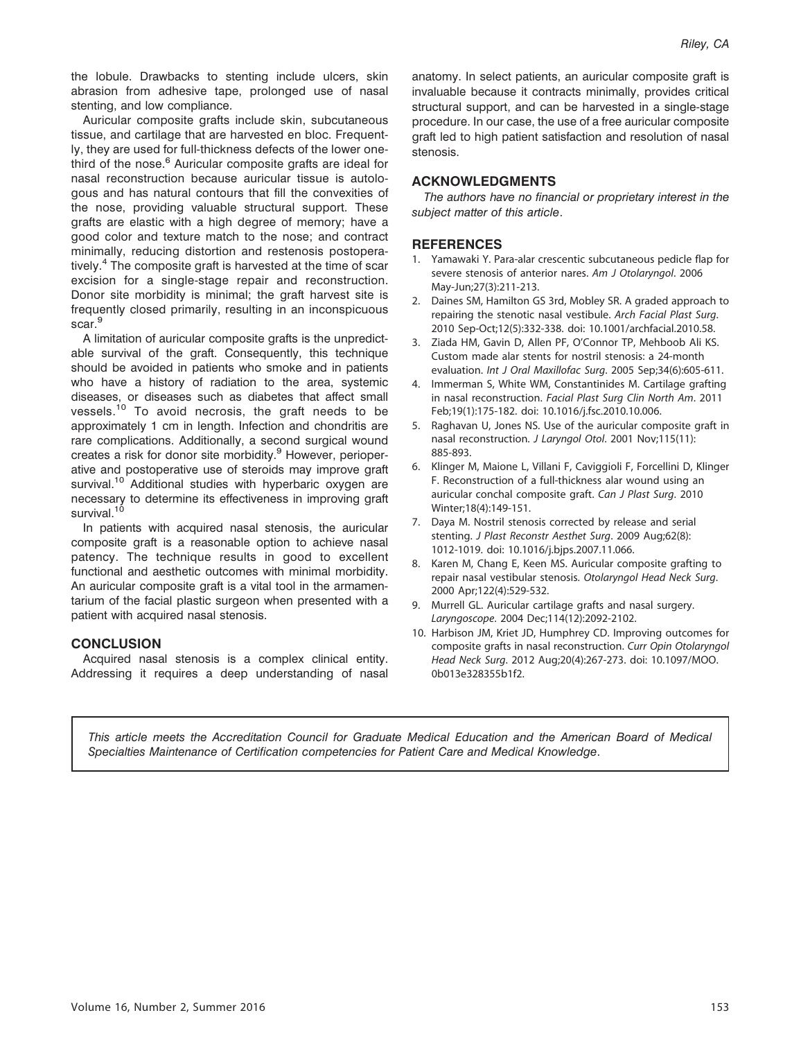the lobule. Drawbacks to stenting include ulcers, skin abrasion from adhesive tape, prolonged use of nasal stenting, and low compliance.

Auricular composite grafts include skin, subcutaneous tissue, and cartilage that are harvested en bloc. Frequently, they are used for full-thickness defects of the lower one-third of the nose.[6] Auricular composite grafts are ideal for nasal reconstruction because auricular tissue is autologous and has natural contours that fill the convexities of the nose, providing valuable structural support. These grafts are elastic with a high degree of memory; have a good color and texture match to the nose; and contract minimally, reducing distortion and restenosis postoperatively.[4] The composite graft is harvested at the time of scar excision for a single-stage repair and reconstruction. Donor site morbidity is minimal; the graft harvest site is frequently closed primarily, resulting in an inconspicuous scar.[9]

A limitation of auricular composite grafts is the unpredictable survival of the graft. Consequently, this technique should be avoided in patients who smoke and in patients who have a history of radiation to the area, systemic diseases, or diseases such as diabetes that affect small vessels.[10] To avoid necrosis, the graft needs to be approximately 1 cm in length. Infection and chondritis are rare complications. Additionally, a second surgical wound creates a risk for donor site morbidity.[9] However, perioperative and postoperative use of steroids may improve graft survival.[10] Additional studies with hyperbaric oxygen are necessary to determine its effectiveness in improving graft survival.[10]

In patients with acquired nasal stenosis, the auricular composite graft is a reasonable option to achieve nasal patency. The technique results in good to excellent functional and aesthetic outcomes with minimal morbidity. An auricular composite graft is a vital tool in the armamentarium of the facial plastic surgeon when presented with a patient with acquired nasal stenosis.

## CONCLUSION

Acquired nasal stenosis is a complex clinical entity. Addressing it requires a deep understanding of nasal anatomy. In select patients, an auricular composite graft is invaluable because it contracts minimally, provides critical structural support, and can be harvested in a single-stage procedure. In our case, the use of a free auricular composite graft led to high patient satisfaction and resolution of nasal stenosis.

## ACKNOWLEDGMENTS

*The authors have no financial or proprietary interest in the subject matter of this article.*

## REFERENCES

1. Yamawaki Y. Para-alar crescentic subcutaneous pedicle flap for severe stenosis of anterior nares. *Am J Otolaryngol*. 2006 May-Jun;27(3):211-213.
2. Daines SM, Hamilton GS 3rd, Mobley SR. A graded approach to repairing the stenotic nasal vestibule. *Arch Facial Plast Surg*. 2010 Sep-Oct;12(5):332-338. doi: 10.1001/archfacial.2010.58.
3. Ziada HM, Gavin D, Allen PF, O'Connor TP, Mehboob Ali KS. Custom made alar stents for nostril stenosis: a 24-month evaluation. *Int J Oral Maxillofac Surg*. 2005 Sep;34(6):605-611.
4. Immerman S, White WM, Constantinides M. Cartilage grafting in nasal reconstruction. *Facial Plast Surg Clin North Am*. 2011 Feb;19(1):175-182. doi: 10.1016/j.fsc.2010.10.006.
5. Raghavan U, Jones NS. Use of the auricular composite graft in nasal reconstruction. *J Laryngol Otol*. 2001 Nov;115(11): 885-893.
6. Klinger M, Maione L, Villani F, Caviggioli F, Forcellini D, Klinger F. Reconstruction of a full-thickness alar wound using an auricular conchal composite graft. *Can J Plast Surg*. 2010 Winter;18(4):149-151.
7. Daya M. Nostril stenosis corrected by release and serial stenting. *J Plast Reconstr Aesthet Surg*. 2009 Aug;62(8): 1012-1019. doi: 10.1016/j.bjps.2007.11.066.
8. Karen M, Chang E, Keen MS. Auricular composite grafting to repair nasal vestibular stenosis. *Otolaryngol Head Neck Surg*. 2000 Apr;122(4):529-532.
9. Murrell GL. Auricular cartilage grafts and nasal surgery. *Laryngoscope*. 2004 Dec;114(12):2092-2102.
10. Harbison JM, Kriet JD, Humphrey CD. Improving outcomes for composite grafts in nasal reconstruction. *Curr Opin Otolaryngol Head Neck Surg*. 2012 Aug;20(4):267-273. doi: 10.1097/MOO.0b013e328355b1f2.

*This article meets the Accreditation Council for Graduate Medical Education and the American Board of Medical Specialties Maintenance of Certification competencies for Patient Care and Medical Knowledge.*